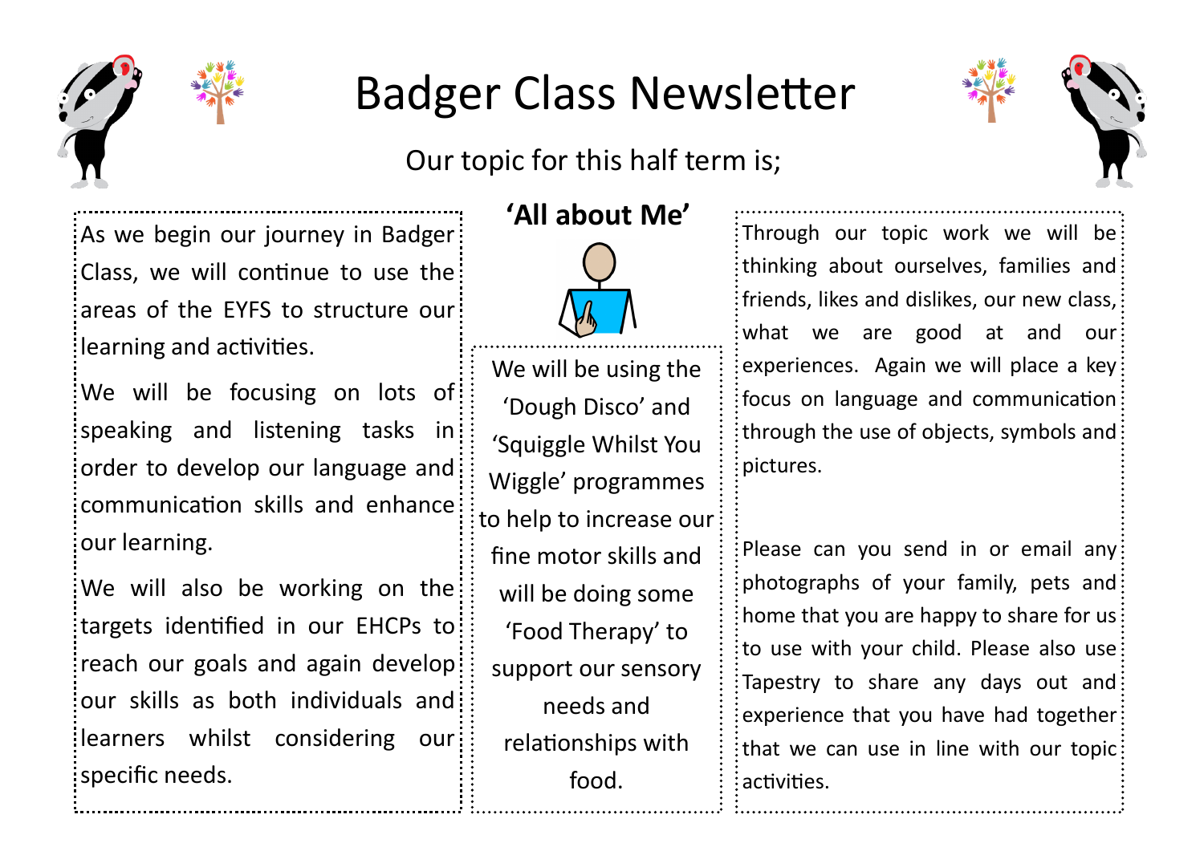# Badger Class Newsletter

Our topic for this half term is;

## 'All about Me'

As we begin our journey in Badger Class, we will continue to use the areas of the EYFS to structure our learning and activities.

We will be focusing on lots of speaking and listening tasks in order to develop our language and communication skills and enhance our learning.

We will also be working on the targets identified in our EHCPs to reach our goals and again develop our skills as both individuals and learners whilst considering our specific needs.

We will be using the 'Dough Disco' and 'Squiggle Whilst You Wiggle' programmes to help to increase our fine motor skills and will be doing some 'Food Therapy' to support our sensory needs and relationships with food.

Through our topic work we will be thinking about ourselves, families and friends, likes and dislikes, our new class, what we are good at and our experiences. Again we will place a key focus on language and communication through the use of objects, symbols and pictures.

Please can you send in or email any photographs of your family, pets and home that you are happy to share for us to use with your child. Please also use Tapestry to share any days out and experience that you have had together that we can use in line with our topic activities.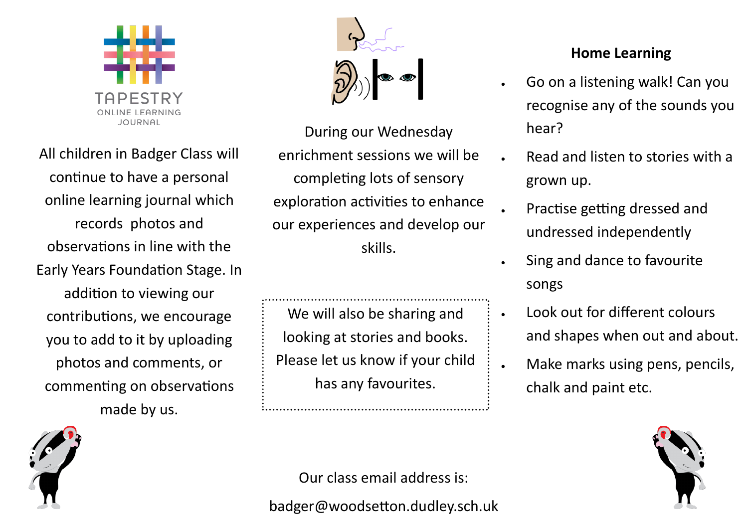TAPESTRY
ONLINE LEARNING JOURNAL

All children in Badger Class will continue to have a personal online learning journal which records photos and observations in line with the Early Years Foundation Stage. In addition to viewing our contributions, we encourage you to add to it by uploading photos and comments, or commenting on observations made by us.

During our Wednesday enrichment sessions we will be completing lots of sensory exploration activities to enhance our experiences and develop our skills.

We will also be sharing and looking at stories and books. Please let us know if your child has any favourites.

Our class email address is:

badger@woodsetton.dudley.sch.uk

**Home Learning**

- Go on a listening walk! Can you recognise any of the sounds you hear?
- Read and listen to stories with a grown up.
- Practise getting dressed and undressed independently
- Sing and dance to favourite songs
- Look out for different colours and shapes when out and about.
- Make marks using pens, pencils, chalk and paint etc.